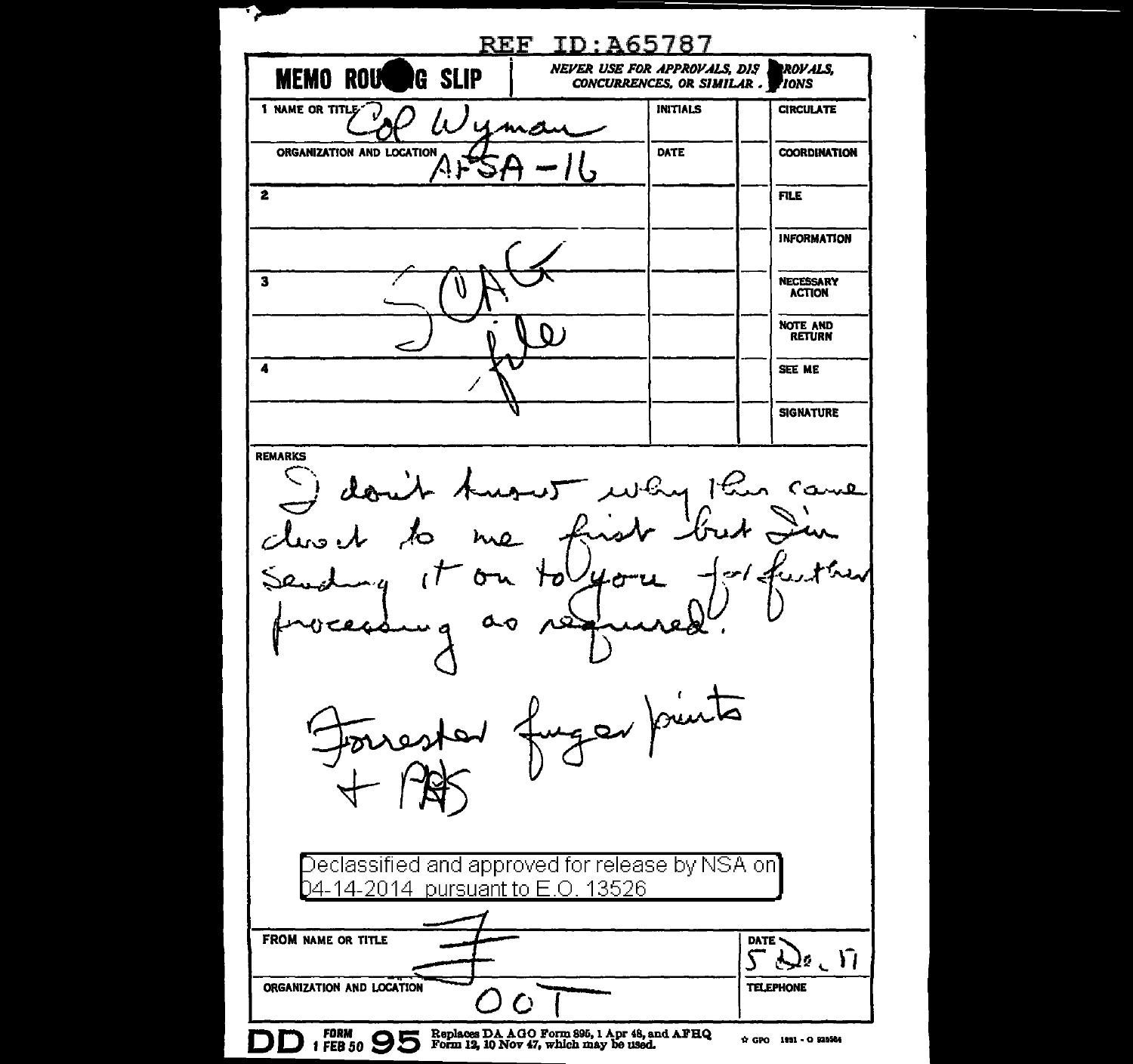REF ID:A65787

**MEMO ROUTING SLIP** | *NEVER USE FOR APPROVALS, DISAPPROVALS, CONCURRENCES, OR SIMILAR ACTIONS*

| | INITIALS | | |
|---|---|---|---|
| 1 NAME OR TITLE Col Wyman | INITIALS | | CIRCULATE |
| ORGANIZATION AND LOCATION AFSA-16 | DATE | | COORDINATION |
| 2 | | | FILE |
| | | | INFORMATION |
| 3 SOAG | | | NECESSARY ACTION |
| file | | | NOTE AND RETURN |
| 4 | | | SEE ME |
| | | | SIGNATURE |

REMARKS

I don't know why this came direct to me first but I'm sending it on to you for further processing as required.

Forrester finger prints
+ PAS

Declassified and approved for release by NSA on 04-14-2014 pursuant to E.O. 13526

FROM NAME OR TITLE F | DATE 5 Dec 51

ORGANIZATION AND LOCATION OOT | TELEPHONE

DD FORM 1 FEB 50 95 Replaces DA AGO Form 895, 1 Apr 48, and AFHQ Form 12, 10 Nov 47, which may be used. ☆ GPO 1951 - O 935584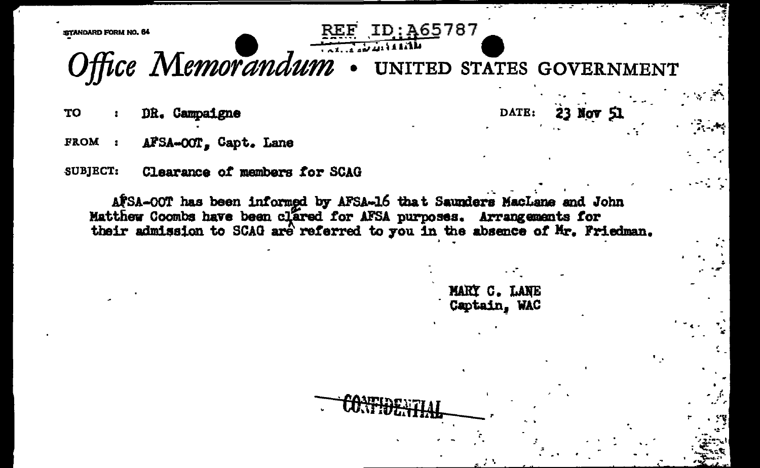STANDARD FORM NO. 64

REF ID:A65787

# Office Memorandum • UNITED STATES GOVERNMENT

TO : DR. Campaigne

DATE: 23 Nov 51

FROM : AFSA-OOT, Capt. Lane

SUBJECT: Clearance of members for SCAG

AFSA-OOT has been informed by AFSA-16 that Saunders MacLane and John Matthew Coombs have been cleared for AFSA purposes. Arrangements for their admission to SCAG are referred to you in the absence of Mr. Friedman.

MARY C. LANE
Captain, WAC

CONFIDENTIAL